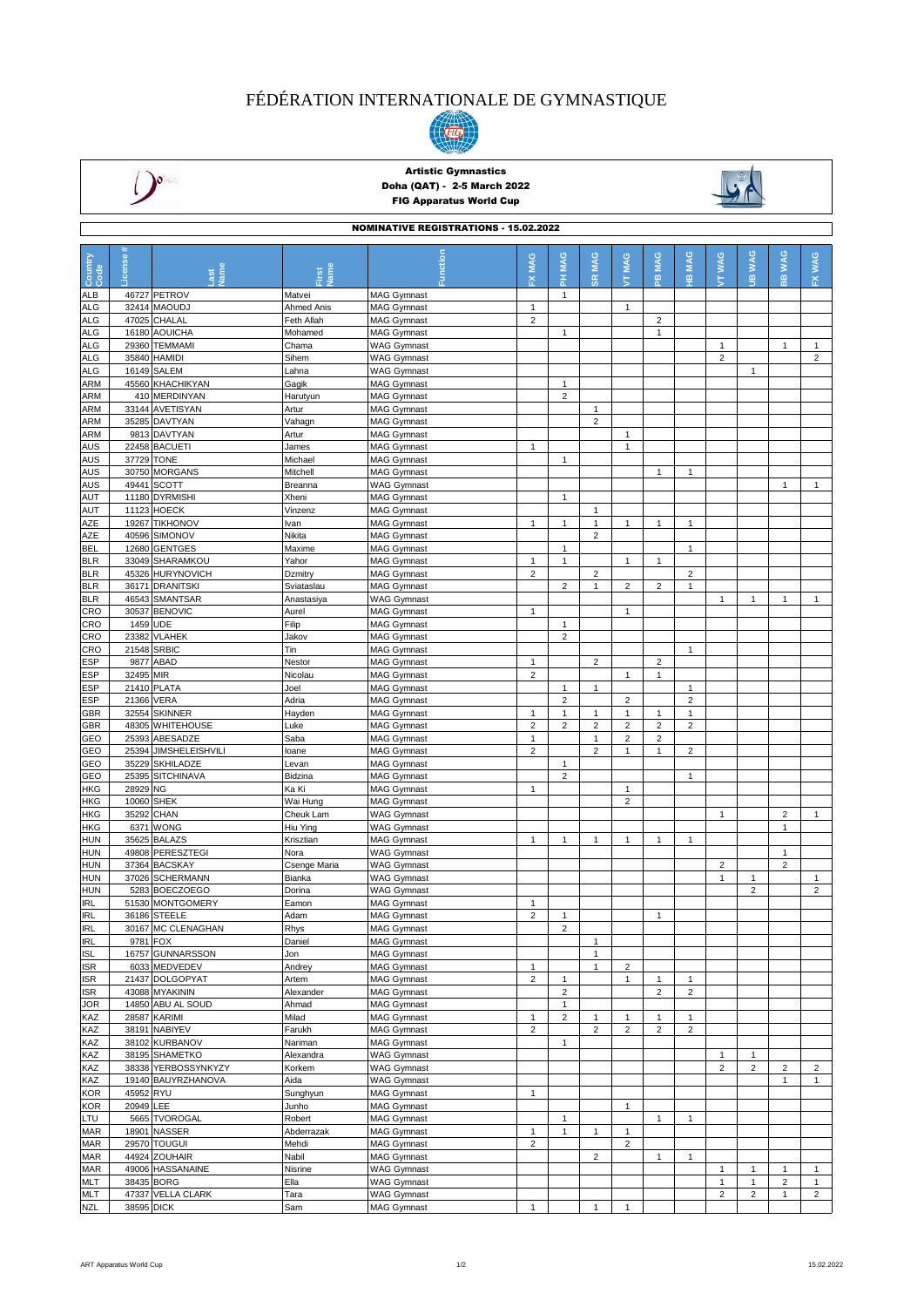# FÉDÉRATION INTERNATIONALE DE GYMNASTIQUE

**Artistic Gymnastics**
**Doha (QAT) - 2-5 March 2022**
**FIG Apparatus World Cup**

## NOMINATIVE REGISTRATIONS - 15.02.2022

| Country Code | License # | Last Name | First Name | Function | FX MAG | PH MAG | SR MAG | VT MAG | PB MAG | HB MAG | VT WAG | UB WAG | BB WAG | FX WAG |
|---|---|---|---|---|---|---|---|---|---|---|---|---|---|---|
| ALB | 46727 | PETROV | Matvei | MAG Gymnast | | 1 | | | | | | | | |
| ALG | 32414 | MAOUDJ | Ahmed Anis | MAG Gymnast | 1 | | | 1 | | | | | | |
| ALG | 47025 | CHALAL | Feth Allah | MAG Gymnast | 2 | | | | 2 | | | | | |
| ALG | 16180 | AOUICHA | Mohamed | MAG Gymnast | | 1 | | | 1 | | | | | |
| ALG | 29360 | TEMMAMI | Chama | WAG Gymnast | | | | | | | 1 | | 1 | 1 |
| ALG | 35840 | HAMIDI | Sihem | WAG Gymnast | | | | | | | 2 | | | 2 |
| ALG | 16149 | SALEM | Lahna | WAG Gymnast | | | | | | | | 1 | | |
| ARM | 45560 | KHACHIKYAN | Gagik | MAG Gymnast | | 1 | | | | | | | | |
| ARM | 410 | MERDINYAN | Harutyun | MAG Gymnast | | 2 | | | | | | | | |
| ARM | 33144 | AVETISYAN | Artur | MAG Gymnast | | | 1 | | | | | | | |
| ARM | 35285 | DAVTYAN | Vahagn | MAG Gymnast | | | 2 | | | | | | | |
| ARM | 9813 | DAVTYAN | Artur | MAG Gymnast | | | | 1 | | | | | | |
| AUS | 22458 | BACUETI | James | MAG Gymnast | 1 | | | 1 | | | | | | |
| AUS | 37729 | TONE | Michael | MAG Gymnast | | 1 | | | | | | | | |
| AUS | 30750 | MORGANS | Mitchell | MAG Gymnast | | | | | 1 | 1 | | | | |
| AUS | 49441 | SCOTT | Breanna | WAG Gymnast | | | | | | | | | 1 | 1 |
| AUT | 11180 | DYRMISHI | Xheni | MAG Gymnast | | 1 | | | | | | | | |
| AUT | 11123 | HOECK | Vinzenz | MAG Gymnast | | | 1 | | | | | | | |
| AZE | 19267 | TIKHONOV | Ivan | MAG Gymnast | 1 | 1 | 1 | 1 | 1 | 1 | | | | |
| AZE | 40596 | SIMONOV | Nikita | MAG Gymnast | | | 2 | | | | | | | |
| BEL | 12680 | GENTGES | Maxime | MAG Gymnast | | 1 | | | | 1 | | | | |
| BLR | 33049 | SHARAMKOU | Yahor | MAG Gymnast | 1 | 1 | | 1 | 1 | | | | | |
| BLR | 45326 | HURYNOVICH | Dzmitry | MAG Gymnast | 2 | | 2 | | | 2 | | | | |
| BLR | 36171 | DRANITSKI | Sviataslau | MAG Gymnast | | 2 | 1 | 2 | 2 | 1 | | | | |
| BLR | 46543 | SMANTSAR | Anastasiya | WAG Gymnast | | | | | | | 1 | 1 | 1 | 1 |
| CRO | 30537 | BENOVIC | Aurel | MAG Gymnast | 1 | | | 1 | | | | | | |
| CRO | 1459 | UDE | Filip | MAG Gymnast | | 1 | | | | | | | | |
| CRO | 23382 | VLAHEK | Jakov | MAG Gymnast | | 2 | | | | | | | | |
| CRO | 21548 | SRBIC | Tin | MAG Gymnast | | | | | | 1 | | | | |
| ESP | 9877 | ABAD | Nestor | MAG Gymnast | 1 | | 2 | | 2 | | | | | |
| ESP | 32495 | MIR | Nicolau | MAG Gymnast | 2 | | | 1 | 1 | | | | | |
| ESP | 21410 | PLATA | Joel | MAG Gymnast | | 1 | 1 | | | 1 | | | | |
| ESP | 21366 | VERA | Adria | MAG Gymnast | | 2 | | 2 | | 2 | | | | |
| GBR | 32554 | SKINNER | Hayden | MAG Gymnast | 1 | 1 | 1 | 1 | 1 | 1 | | | | |
| GBR | 48305 | WHITEHOUSE | Luke | MAG Gymnast | 2 | 2 | 2 | 2 | 2 | 2 | | | | |
| GEO | 25393 | ABESADZE | Saba | MAG Gymnast | 1 | | 1 | 2 | 2 | | | | | |
| GEO | 25394 | JIMSHELEISHVILI | Ioane | MAG Gymnast | 2 | | 2 | 1 | 1 | 2 | | | | |
| GEO | 35229 | SKHILADZE | Levan | MAG Gymnast | | 1 | | | | | | | | |
| GEO | 25395 | SITCHINAVA | Bidzina | MAG Gymnast | | 2 | | | | 1 | | | | |
| HKG | 28929 | NG | Ka Ki | MAG Gymnast | 1 | | | 1 | | | | | | |
| HKG | 10060 | SHEK | Wai Hung | MAG Gymnast | | | | 2 | | | | | | |
| HKG | 35292 | CHAN | Cheuk Lam | WAG Gymnast | | | | | | | 1 | | 2 | 1 |
| HKG | 6371 | WONG | Hiu Ying | WAG Gymnast | | | | | | | | | 1 | |
| HUN | 35625 | BALAZS | Krisztian | MAG Gymnast | 1 | 1 | 1 | 1 | 1 | 1 | | | | |
| HUN | 49808 | PERESZTEGI | Nora | WAG Gymnast | | | | | | | | | 1 | |
| HUN | 37364 | BACSKAY | Csenge Maria | WAG Gymnast | | | | | | | 2 | | 2 | |
| HUN | 37026 | SCHERMANN | Bianka | WAG Gymnast | | | | | | | 1 | 1 | | 1 |
| HUN | 5283 | BOECZOEGO | Dorina | WAG Gymnast | | | | | | | | 2 | | 2 |
| IRL | 51530 | MONTGOMERY | Eamon | MAG Gymnast | 1 | | | | | | | | | |
| IRL | 36186 | STEELE | Adam | MAG Gymnast | 2 | 1 | | | 1 | | | | | |
| IRL | 30167 | MC CLENAGHAN | Rhys | MAG Gymnast | | 2 | | | | | | | | |
| IRL | 9781 | FOX | Daniel | MAG Gymnast | | | 1 | | | | | | | |
| ISL | 16757 | GUNNARSSON | Jon | MAG Gymnast | | | 1 | | | | | | | |
| ISR | 6033 | MEDVEDEV | Andrey | MAG Gymnast | 1 | | 1 | 2 | | | | | | |
| ISR | 21437 | DOLGOPYAT | Artem | MAG Gymnast | 2 | 1 | | 1 | 1 | 1 | | | | |
| ISR | 43088 | MYAKININ | Alexander | MAG Gymnast | | 2 | | | 2 | 2 | | | | |
| JOR | 14850 | ABU AL SOUD | Ahmad | MAG Gymnast | | 1 | | | | | | | | |
| KAZ | 28587 | KARIMI | Milad | MAG Gymnast | 1 | 2 | 1 | 1 | 1 | 1 | | | | |
| KAZ | 38191 | NABIYEV | Farukh | MAG Gymnast | 2 | | 2 | 2 | 2 | 2 | | | | |
| KAZ | 38102 | KURBANOV | Nariman | MAG Gymnast | | 1 | | | | | | | | |
| KAZ | 38195 | SHAMETKO | Alexandra | WAG Gymnast | | | | | | | 1 | 1 | | |
| KAZ | 38338 | YERBOSSYNKYZY | Korkem | WAG Gymnast | | | | | | | 2 | 2 | 2 | 2 |
| KAZ | 19140 | BAUYRZHANOVA | Aida | WAG Gymnast | | | | | | | | | 1 | 1 |
| KOR | 45952 | RYU | Sunghyun | MAG Gymnast | 1 | | | | | | | | | |
| KOR | 20949 | LEE | Junho | MAG Gymnast | | | | 1 | | | | | | |
| LTU | 5665 | TVOROGAL | Robert | MAG Gymnast | | 1 | | | 1 | 1 | | | | |
| MAR | 18901 | NASSER | Abderrazak | MAG Gymnast | 1 | 1 | 1 | 1 | | | | | | |
| MAR | 29570 | TOUGUI | Mehdi | MAG Gymnast | 2 | | | 2 | | | | | | |
| MAR | 44924 | ZOUHAIR | Nabil | MAG Gymnast | | | 2 | | 1 | 1 | | | | |
| MAR | 49006 | HASSANAINE | Nisrine | WAG Gymnast | | | | | | | 1 | 1 | 1 | 1 |
| MLT | 38435 | BORG | Ella | WAG Gymnast | | | | | | | 1 | 1 | 2 | 1 |
| MLT | 47337 | VELLA CLARK | Tara | WAG Gymnast | | | | | | | 2 | 2 | 1 | 2 |
| NZL | 38595 | DICK | Sam | MAG Gymnast | 1 | | 1 | 1 | | | | | | |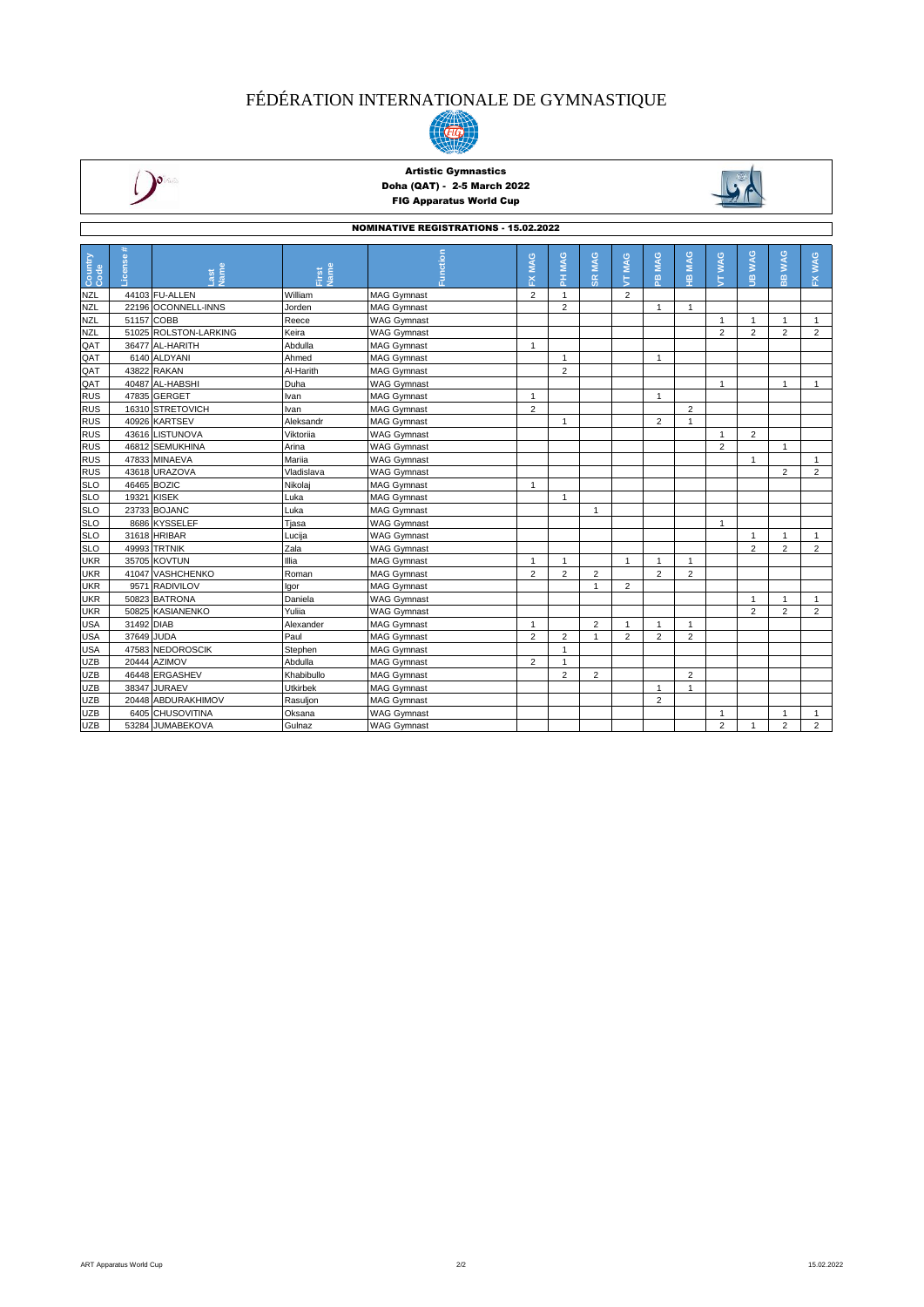# FÉDÉRATION INTERNATIONALE DE GYMNASTIQUE

**Artistic Gymnastics**
**Doha (QAT) - 2-5 March 2022**
**FIG Apparatus World Cup**

**NOMINATIVE REGISTRATIONS - 15.02.2022**

| Country Code | License # | Last Name | First Name | Function | FX MAG | PH MAG | SR MAG | VT MAG | PB MAG | HB MAG | VT WAG | UB WAG | BB WAG | FX WAG |
|---|---|---|---|---|---|---|---|---|---|---|---|---|---|---|
| NZL | 44103 | FU-ALLEN | William | MAG Gymnast | 2 | 1 | | 2 | | | | | | |
| NZL | 22196 | OCONNELL-INNS | Jorden | MAG Gymnast | | 2 | | | 1 | 1 | | | | |
| NZL | 51157 | COBB | Reece | WAG Gymnast | | | | | | | 1 | 1 | 1 | 1 |
| NZL | 51025 | ROLSTON-LARKING | Keira | WAG Gymnast | | | | | | | 2 | 2 | 2 | 2 |
| QAT | 36477 | AL-HARITH | Abdulla | MAG Gymnast | 1 | | | | | | | | | |
| QAT | 6140 | ALDYANI | Ahmed | MAG Gymnast | | 1 | | | 1 | | | | | |
| QAT | 43822 | RAKAN | Al-Harith | MAG Gymnast | | 2 | | | | | | | | |
| QAT | 40487 | AL-HABSHI | Duha | WAG Gymnast | | | | | | | 1 | | 1 | 1 |
| RUS | 47835 | GERGET | Ivan | MAG Gymnast | 1 | | | | 1 | | | | | |
| RUS | 16310 | STRETOVICH | Ivan | MAG Gymnast | 2 | | | | | 2 | | | | |
| RUS | 40926 | KARTSEV | Aleksandr | MAG Gymnast | | 1 | | | 2 | 1 | | | | |
| RUS | 43616 | LISTUNOVA | Viktoriia | WAG Gymnast | | | | | | | 1 | 2 | | |
| RUS | 46812 | SEMUKHINA | Arina | WAG Gymnast | | | | | | | 2 | | 1 | |
| RUS | 47833 | MINAEVA | Mariia | WAG Gymnast | | | | | | | | 1 | | 1 |
| RUS | 43618 | URAZOVA | Vladislava | WAG Gymnast | | | | | | | | | 2 | 2 |
| SLO | 46465 | BOZIC | Nikolaj | MAG Gymnast | 1 | | | | | | | | | |
| SLO | 19321 | KISEK | Luka | MAG Gymnast | | 1 | | | | | | | | |
| SLO | 23733 | BOJANC | Luka | MAG Gymnast | | | 1 | | | | | | | |
| SLO | 8686 | KYSSELEF | Tjasa | WAG Gymnast | | | | | | | 1 | | | |
| SLO | 31618 | HRIBAR | Lucija | WAG Gymnast | | | | | | | | 1 | 1 | 1 |
| SLO | 49993 | TRTNIK | Zala | WAG Gymnast | | | | | | | | 2 | 2 | 2 |
| UKR | 35705 | KOVTUN | Illia | MAG Gymnast | 1 | 1 | | 1 | 1 | 1 | | | | |
| UKR | 41047 | VASHCHENKO | Roman | MAG Gymnast | 2 | 2 | 2 | | 2 | 2 | | | | |
| UKR | 9571 | RADIVILOV | Igor | MAG Gymnast | | | 1 | 2 | | | | | | |
| UKR | 50823 | BATRONA | Daniela | WAG Gymnast | | | | | | | | 1 | 1 | 1 |
| UKR | 50825 | KASIANENKO | Yuliia | WAG Gymnast | | | | | | | | 2 | 2 | 2 |
| USA | 31492 | DIAB | Alexander | MAG Gymnast | 1 | | 2 | 1 | 1 | 1 | | | | |
| USA | 37649 | JUDA | Paul | MAG Gymnast | 2 | 2 | 1 | 2 | 2 | 2 | | | | |
| USA | 47583 | NEDOROSCIK | Stephen | MAG Gymnast | | 1 | | | | | | | | |
| UZB | 20444 | AZIMOV | Abdulla | MAG Gymnast | 2 | 1 | | | | | | | | |
| UZB | 46448 | ERGASHEV | Khabibullo | MAG Gymnast | | 2 | 2 | | | 2 | | | | |
| UZB | 38347 | JURAEV | Utkirbek | MAG Gymnast | | | | | 1 | 1 | | | | |
| UZB | 20448 | ABDURAKHIMOV | Rasuljon | MAG Gymnast | | | | | 2 | | | | | |
| UZB | 6405 | CHUSOVITINA | Oksana | WAG Gymnast | | | | | | | 1 | | 1 | 1 |
| UZB | 53284 | JUMABEKOVA | Gulnaz | WAG Gymnast | | | | | | | 2 | 1 | 2 | 2 |